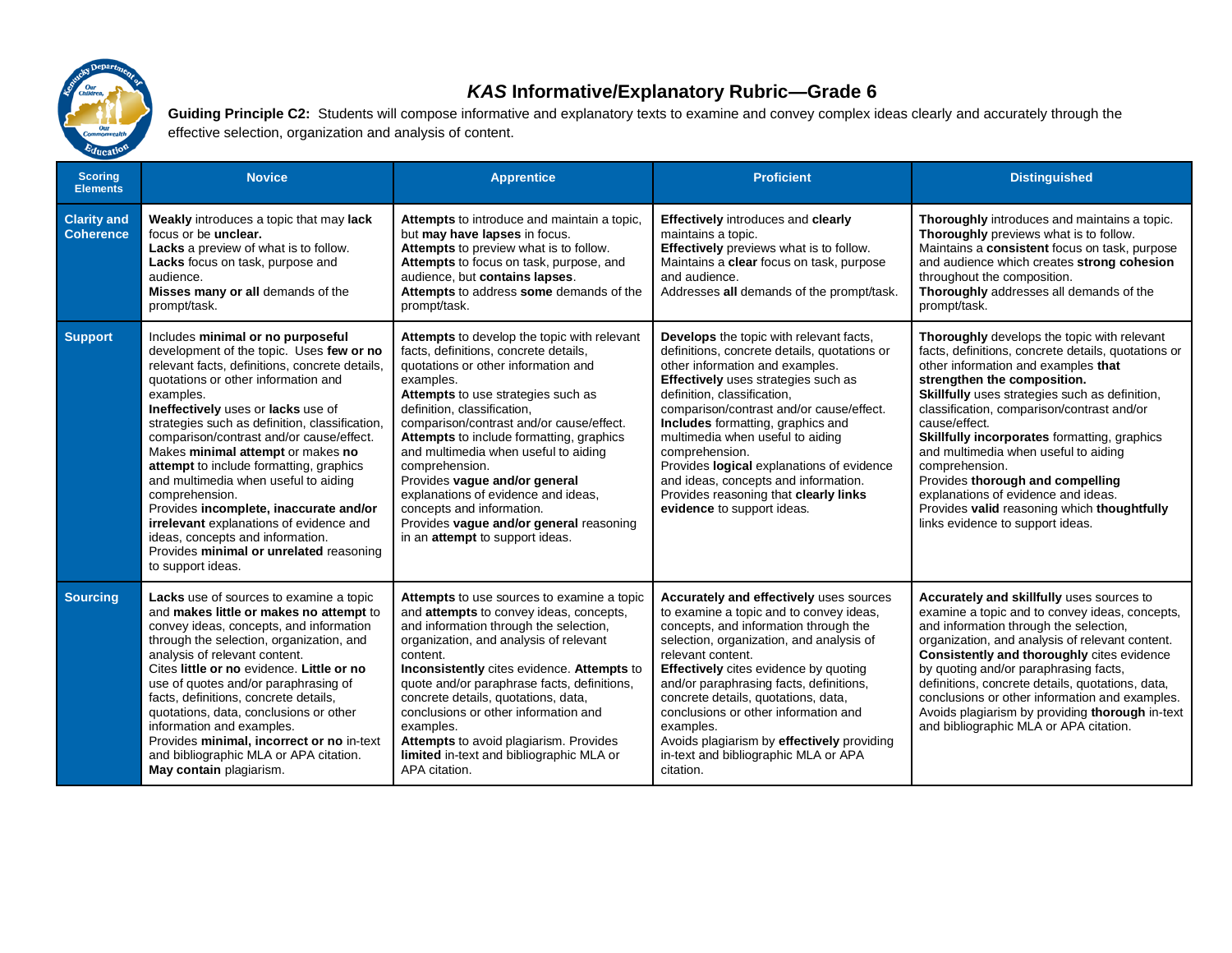# *KAS* Informative/Explanatory Rubric—Grade 6

**Guiding Principle C2:** Students will compose informative and explanatory texts to examine and convey complex ideas clearly and accurately through the effective selection, organization and analysis of content.

| Scoring Elements | Novice | Apprentice | Proficient | Distinguished |
|---|---|---|---|---|
| **Clarity and Coherence** | **Weakly** introduces a topic that may **lack** focus or be **unclear.**<br>**Lacks** a preview of what is to follow.<br>**Lacks** focus on task, purpose and audience.<br>**Misses many or all** demands of the prompt/task. | **Attempts** to introduce and maintain a topic, but **may have lapses** in focus.<br>**Attempts** to preview what is to follow.<br>**Attempts** to focus on task, purpose, and audience, but **contains lapses**.<br>**Attempts** to address **some** demands of the prompt/task. | **Effectively** introduces and **clearly** maintains a topic.<br>**Effectively** previews what is to follow.<br>Maintains a **clear** focus on task, purpose and audience.<br>Addresses **all** demands of the prompt/task. | **Thoroughly** introduces and maintains a topic.<br>**Thoroughly** previews what is to follow.<br>Maintains a **consistent** focus on task, purpose and audience which creates **strong cohesion** throughout the composition.<br>**Thoroughly** addresses all demands of the prompt/task. |
| **Support** | Includes **minimal or no purposeful** development of the topic. Uses **few or no** relevant facts, definitions, concrete details, quotations or other information and examples.<br>**Ineffectively** uses or **lacks** use of strategies such as definition, classification, comparison/contrast and/or cause/effect.<br>Makes **minimal attempt** or makes **no attempt** to include formatting, graphics and multimedia when useful to aiding comprehension.<br>Provides **incomplete, inaccurate and/or irrelevant** explanations of evidence and ideas, concepts and information.<br>Provides **minimal or unrelated** reasoning to support ideas. | **Attempts** to develop the topic with relevant facts, definitions, concrete details, quotations or other information and examples.<br>**Attempts** to use strategies such as definition, classification, comparison/contrast and/or cause/effect.<br>**Attempts** to include formatting, graphics and multimedia when useful to aiding comprehension.<br>Provides **vague and/or general** explanations of evidence and ideas, concepts and information.<br>Provides **vague and/or general** reasoning in an **attempt** to support ideas. | **Develops** the topic with relevant facts, definitions, concrete details, quotations or other information and examples.<br>**Effectively** uses strategies such as definition, classification, comparison/contrast and/or cause/effect.<br>**Includes** formatting, graphics and multimedia when useful to aiding comprehension.<br>Provides **logical** explanations of evidence and ideas, concepts and information.<br>Provides reasoning that **clearly links evidence** to support ideas. | **Thoroughly** develops the topic with relevant facts, definitions, concrete details, quotations or other information and examples **that strengthen the composition.**<br>**Skillfully** uses strategies such as definition, classification, comparison/contrast and/or cause/effect.<br>**Skillfully incorporates** formatting, graphics and multimedia when useful to aiding comprehension.<br>Provides **thorough and compelling** explanations of evidence and ideas.<br>Provides **valid** reasoning which **thoughtfully** links evidence to support ideas. |
| **Sourcing** | **Lacks** use of sources to examine a topic and **makes little or makes no attempt** to convey ideas, concepts, and information through the selection, organization, and analysis of relevant content.<br>Cites **little or no** evidence. **Little or no** use of quotes and/or paraphrasing of facts, definitions, concrete details, quotations, data, conclusions or other information and examples.<br>Provides **minimal, incorrect or no** in-text and bibliographic MLA or APA citation.<br>**May contain** plagiarism. | **Attempts** to use sources to examine a topic and **attempts** to convey ideas, concepts, and information through the selection, organization, and analysis of relevant content.<br>**Inconsistently** cites evidence. **Attempts** to quote and/or paraphrase facts, definitions, concrete details, quotations, data, conclusions or other information and examples.<br>**Attempts** to avoid plagiarism. Provides **limited** in-text and bibliographic MLA or APA citation. | **Accurately and effectively** uses sources to examine a topic and to convey ideas, concepts, and information through the selection, organization, and analysis of relevant content.<br>**Effectively** cites evidence by quoting and/or paraphrasing facts, definitions, concrete details, quotations, data, conclusions or other information and examples.<br>Avoids plagiarism by **effectively** providing in-text and bibliographic MLA or APA citation. | **Accurately and skillfully** uses sources to examine a topic and to convey ideas, concepts, and information through the selection, organization, and analysis of relevant content.<br>**Consistently and thoroughly** cites evidence by quoting and/or paraphrasing facts, definitions, concrete details, quotations, data, conclusions or other information and examples.<br>Avoids plagiarism by providing **thorough** in-text and bibliographic MLA or APA citation. |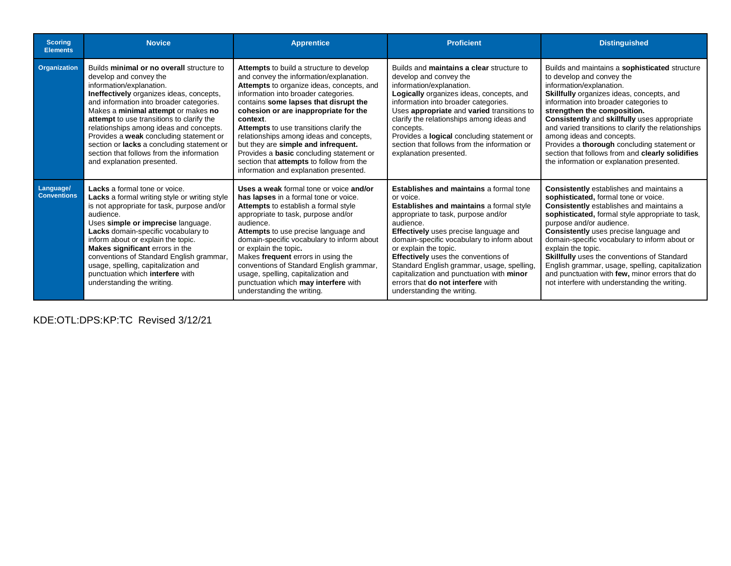| Scoring Elements | Novice | Apprentice | Proficient | Distinguished |
|---|---|---|---|---|
| **Organization** | Builds **minimal or no overall** structure to develop and convey the information/explanation. **Ineffectively** organizes ideas, concepts, and information into broader categories. Makes a **minimal attempt** or makes **no attempt** to use transitions to clarify the relationships among ideas and concepts. Provides a **weak** concluding statement or section or **lacks** a concluding statement or section that follows from the information and explanation presented. | **Attempts** to build a structure to develop and convey the information/explanation. **Attempts** to organize ideas, concepts, and information into broader categories. contains **some lapses that disrupt the cohesion or are inappropriate for the context**. **Attempts** to use transitions clarify the relationships among ideas and concepts, but they are **simple and infrequent.** Provides a **basic** concluding statement or section that **attempts** to follow from the information and explanation presented. | Builds and **maintains a clear** structure to develop and convey the information/explanation. **Logically** organizes ideas, concepts, and information into broader categories. Uses **appropriate** and **varied** transitions to clarify the relationships among ideas and concepts. Provides a **logical** concluding statement or section that follows from the information or explanation presented. | Builds and maintains a **sophisticated** structure to develop and convey the information/explanation. **Skillfully** organizes ideas, concepts, and information into broader categories to **strengthen the composition.** **Consistently** and **skillfully** uses appropriate and varied transitions to clarify the relationships among ideas and concepts. Provides a **thorough** concluding statement or section that follows from and **clearly solidifies** the information or explanation presented. |
| **Language/ Conventions** | **Lacks** a formal tone or voice. **Lacks** a formal writing style or writing style is not appropriate for task, purpose and/or audience. Uses **simple or imprecise** language. **Lacks** domain-specific vocabulary to inform about or explain the topic. **Makes significant** errors in the conventions of Standard English grammar, usage, spelling, capitalization and punctuation which **interfere** with understanding the writing. | **Uses a weak** formal tone or voice **and/or has lapses** in a formal tone or voice. **Attempts** to establish a formal style appropriate to task, purpose and/or audience. **Attempts** to use precise language and domain-specific vocabulary to inform about or explain the topic**.** Makes **frequent** errors in using the conventions of Standard English grammar, usage, spelling, capitalization and punctuation which **may interfere** with understanding the writing. | **Establishes and maintains** a formal tone or voice. **Establishes and maintains** a formal style appropriate to task, purpose and/or audience. **Effectively** uses precise language and domain-specific vocabulary to inform about or explain the topic. **Effectively** uses the conventions of Standard English grammar, usage, spelling, capitalization and punctuation with **minor** errors that **do not interfere** with understanding the writing. | **Consistently** establishes and maintains a **sophisticated,** formal tone or voice. **Consistently** establishes and maintains a **sophisticated,** formal style appropriate to task, purpose and/or audience. **Consistently** uses precise language and domain-specific vocabulary to inform about or explain the topic. **Skillfully** uses the conventions of Standard English grammar, usage, spelling, capitalization and punctuation with **few,** minor errors that do not interfere with understanding the writing. |

KDE:OTL:DPS:KP:TC  Revised 3/12/21